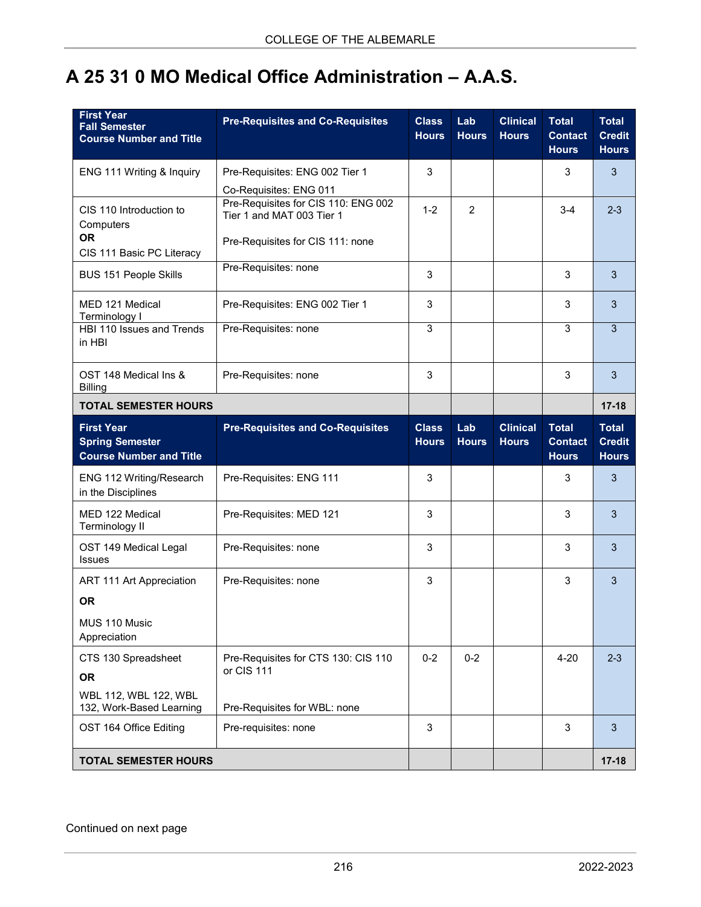# A 25 31 0 MO Medical Office Administration – A.A.S.

| First Year<br>Fall Semester<br>Course Number and Title | Pre-Requisites and Co-Requisites | Class Hours | Lab Hours | Clinical Hours | Total Contact Hours | Total Credit Hours |
|---|---|---|---|---|---|---|
| ENG 111 Writing & Inquiry | Pre-Requisites: ENG 002 Tier 1<br>Co-Requisites: ENG 011 | 3 | | | 3 | 3 |
| CIS 110 Introduction to Computers<br>**OR**<br>CIS 111 Basic PC Literacy | Pre-Requisites for CIS 110: ENG 002 Tier 1 and MAT 003 Tier 1<br>Pre-Requisites for CIS 111: none | 1-2 | 2 | | 3-4 | 2-3 |
| BUS 151 People Skills | Pre-Requisites: none | 3 | | | 3 | 3 |
| MED 121 Medical Terminology I | Pre-Requisites: ENG 002 Tier 1 | 3 | | | 3 | 3 |
| HBI 110 Issues and Trends in HBI | Pre-Requisites: none | 3 | | | 3 | 3 |
| OST 148 Medical Ins & Billing | Pre-Requisites: none | 3 | | | 3 | 3 |
| **TOTAL SEMESTER HOURS** | | | | | | **17-18** |
| **First Year<br>Spring Semester<br>Course Number and Title** | **Pre-Requisites and Co-Requisites** | **Class Hours** | **Lab Hours** | **Clinical Hours** | **Total Contact Hours** | **Total Credit Hours** |
| ENG 112 Writing/Research in the Disciplines | Pre-Requisites: ENG 111 | 3 | | | 3 | 3 |
| MED 122 Medical Terminology II | Pre-Requisites: MED 121 | 3 | | | 3 | 3 |
| OST 149 Medical Legal Issues | Pre-Requisites: none | 3 | | | 3 | 3 |
| ART 111 Art Appreciation<br>**OR**<br>MUS 110 Music Appreciation | Pre-Requisites: none | 3 | | | 3 | 3 |
| CTS 130 Spreadsheet<br>**OR**<br>WBL 112, WBL 122, WBL 132, Work-Based Learning | Pre-Requisites for CTS 130: CIS 110 or CIS 111<br>Pre-Requisites for WBL: none | 0-2 | 0-2 | | 4-20 | 2-3 |
| OST 164 Office Editing | Pre-requisites: none | 3 | | | 3 | 3 |
| **TOTAL SEMESTER HOURS** | | | | | | **17-18** |

Continued on next page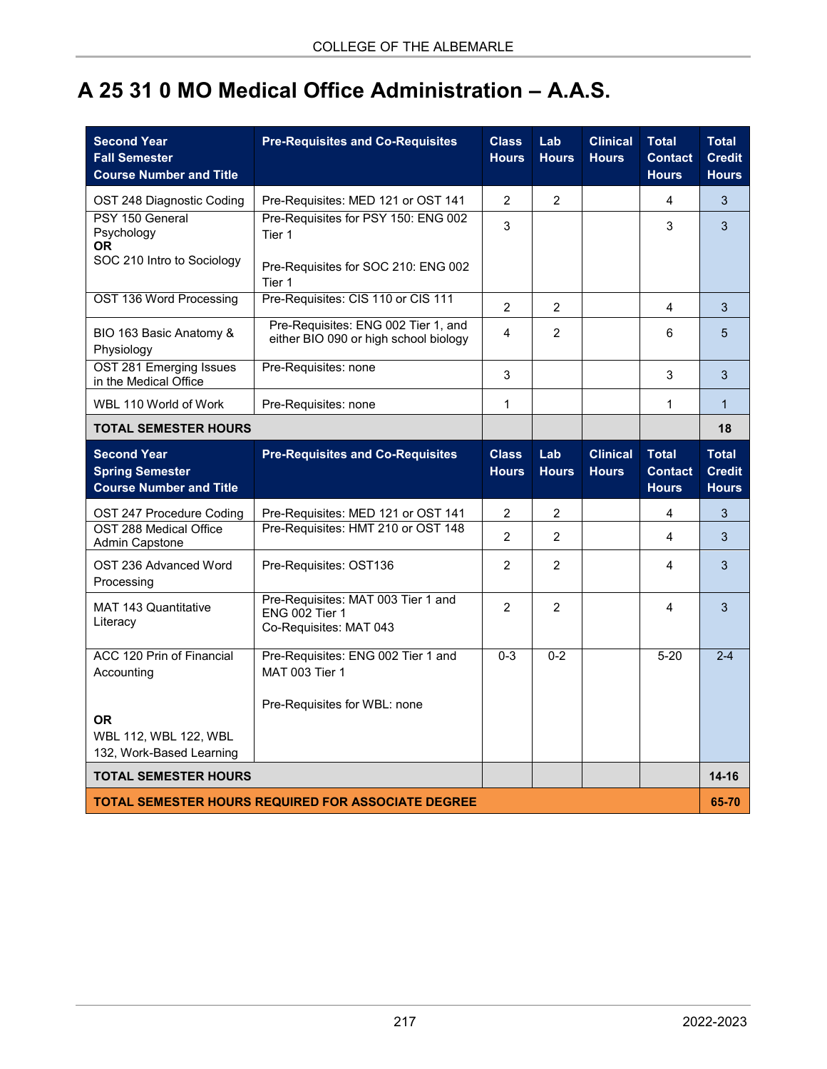# A 25 31 0 MO Medical Office Administration – A.A.S.

| Second Year Fall Semester Course Number and Title | Pre-Requisites and Co-Requisites | Class Hours | Lab Hours | Clinical Hours | Total Contact Hours | Total Credit Hours |
|---|---|---|---|---|---|---|
| OST 248 Diagnostic Coding | Pre-Requisites: MED 121 or OST 141 | 2 | 2 | | 4 | 3 |
| PSY 150 General Psychology **OR** SOC 210 Intro to Sociology | Pre-Requisites for PSY 150: ENG 002 Tier 1<br><br>Pre-Requisites for SOC 210: ENG 002 Tier 1 | 3 | | | 3 | 3 |
| OST 136 Word Processing | Pre-Requisites: CIS 110 or CIS 111 | 2 | 2 | | 4 | 3 |
| BIO 163 Basic Anatomy & Physiology | Pre-Requisites: ENG 002 Tier 1, and either BIO 090 or high school biology | 4 | 2 | | 6 | 5 |
| OST 281 Emerging Issues in the Medical Office | Pre-Requisites: none | 3 | | | 3 | 3 |
| WBL 110 World of Work | Pre-Requisites: none | 1 | | | 1 | 1 |
| **TOTAL SEMESTER HOURS** | | | | | | **18** |
| **Second Year Spring Semester Course Number and Title** | **Pre-Requisites and Co-Requisites** | **Class Hours** | **Lab Hours** | **Clinical Hours** | **Total Contact Hours** | **Total Credit Hours** |
| OST 247 Procedure Coding | Pre-Requisites: MED 121 or OST 141 | 2 | 2 | | 4 | 3 |
| OST 288 Medical Office Admin Capstone | Pre-Requisites: HMT 210 or OST 148 | 2 | 2 | | 4 | 3 |
| OST 236 Advanced Word Processing | Pre-Requisites: OST136 | 2 | 2 | | 4 | 3 |
| MAT 143 Quantitative Literacy | Pre-Requisites: MAT 003 Tier 1 and ENG 002 Tier 1<br>Co-Requisites: MAT 043 | 2 | 2 | | 4 | 3 |
| ACC 120 Prin of Financial Accounting<br><br>**OR**<br>WBL 112, WBL 122, WBL 132, Work-Based Learning | Pre-Requisites: ENG 002 Tier 1 and MAT 003 Tier 1<br><br>Pre-Requisites for WBL: none | 0-3 | 0-2 | | 5-20 | 2-4 |
| **TOTAL SEMESTER HOURS** | | | | | | **14-16** |
| **TOTAL SEMESTER HOURS REQUIRED FOR ASSOCIATE DEGREE** | | | | | | **65-70** |